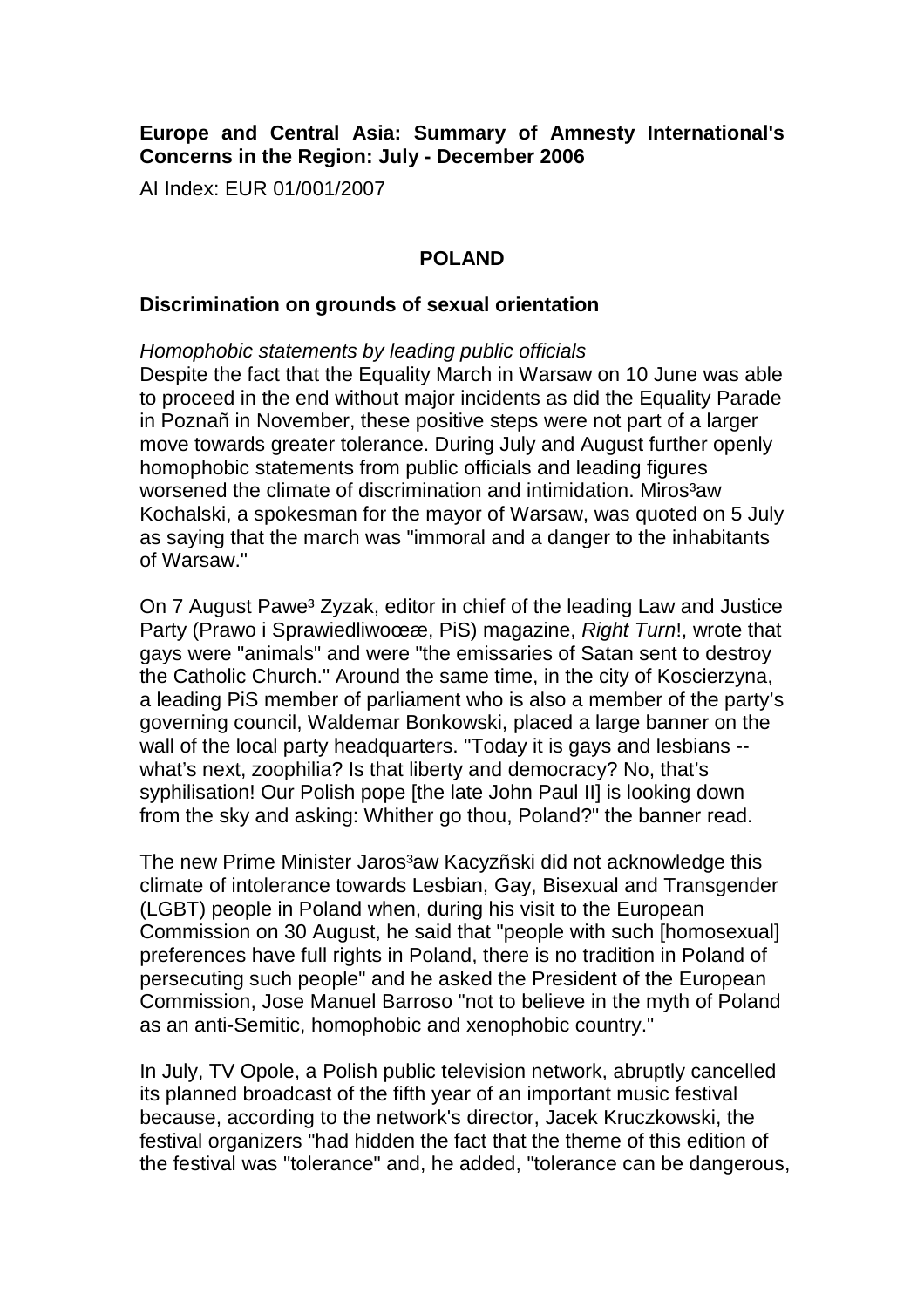**Europe and Central Asia: Summary of Amnesty International's Concerns in the Region: July - December 2006**

AI Index: EUR 01/001/2007

## POLAND

### Discrimination on grounds of sexual orientation

*Homophobic statements by leading public officials*

Despite the fact that the Equality March in Warsaw on 10 June was able to proceed in the end without major incidents as did the Equality Parade in Poznañ in November, these positive steps were not part of a larger move towards greater tolerance. During July and August further openly homophobic statements from public officials and leading figures worsened the climate of discrimination and intimidation. Miros³aw Kochalski, a spokesman for the mayor of Warsaw, was quoted on 5 July as saying that the march was "immoral and a danger to the inhabitants of Warsaw."

On 7 August Pawe³ Zyzak, editor in chief of the leading Law and Justice Party (Prawo i Sprawiedliwoœæ, PiS) magazine, *Right Turn*!, wrote that gays were "animals" and were "the emissaries of Satan sent to destroy the Catholic Church." Around the same time, in the city of Koscierzyna, a leading PiS member of parliament who is also a member of the party's governing council, Waldemar Bonkowski, placed a large banner on the wall of the local party headquarters. "Today it is gays and lesbians -- what's next, zoophilia? Is that liberty and democracy? No, that's syphilisation! Our Polish pope [the late John Paul II] is looking down from the sky and asking: Whither go thou, Poland?" the banner read.

The new Prime Minister Jaros³aw Kacyzñski did not acknowledge this climate of intolerance towards Lesbian, Gay, Bisexual and Transgender (LGBT) people in Poland when, during his visit to the European Commission on 30 August, he said that "people with such [homosexual] preferences have full rights in Poland, there is no tradition in Poland of persecuting such people" and he asked the President of the European Commission, Jose Manuel Barroso "not to believe in the myth of Poland as an anti-Semitic, homophobic and xenophobic country."

In July, TV Opole, a Polish public television network, abruptly cancelled its planned broadcast of the fifth year of an important music festival because, according to the network's director, Jacek Kruczkowski, the festival organizers "had hidden the fact that the theme of this edition of the festival was "tolerance" and, he added, "tolerance can be dangerous,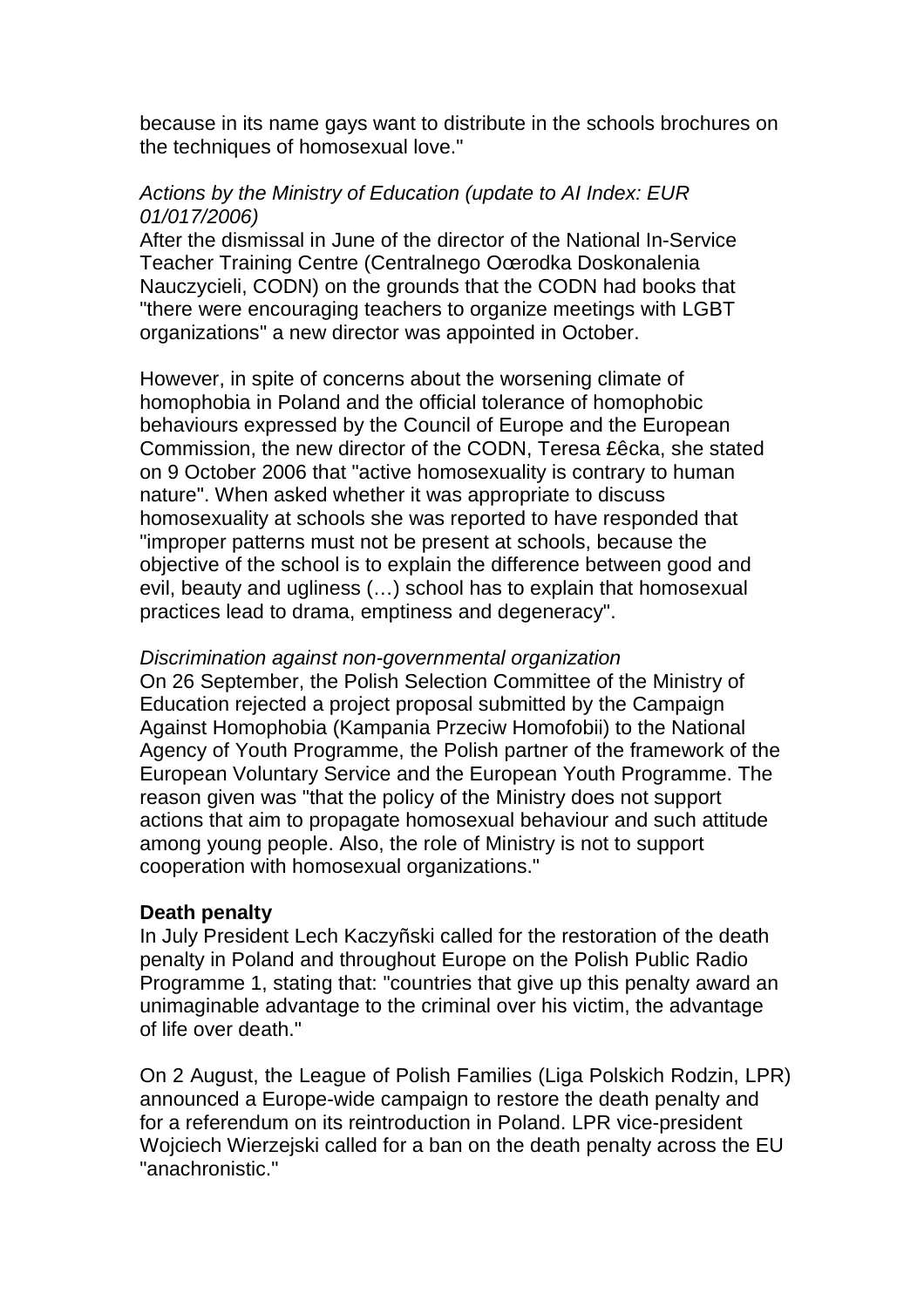because in its name gays want to distribute in the schools brochures on the techniques of homosexual love."

*Actions by the Ministry of Education (update to AI Index: EUR 01/017/2006)*

After the dismissal in June of the director of the National In-Service Teacher Training Centre (Centralnego Oœrodka Doskonalenia Nauczycieli, CODN) on the grounds that the CODN had books that "there were encouraging teachers to organize meetings with LGBT organizations" a new director was appointed in October.

However, in spite of concerns about the worsening climate of homophobia in Poland and the official tolerance of homophobic behaviours expressed by the Council of Europe and the European Commission, the new director of the CODN, Teresa £êcka, she stated on 9 October 2006 that "active homosexuality is contrary to human nature". When asked whether it was appropriate to discuss homosexuality at schools she was reported to have responded that "improper patterns must not be present at schools, because the objective of the school is to explain the difference between good and evil, beauty and ugliness (…) school has to explain that homosexual practices lead to drama, emptiness and degeneracy".

*Discrimination against non-governmental organization*

On 26 September, the Polish Selection Committee of the Ministry of Education rejected a project proposal submitted by the Campaign Against Homophobia (Kampania Przeciw Homofobii) to the National Agency of Youth Programme, the Polish partner of the framework of the European Voluntary Service and the European Youth Programme. The reason given was "that the policy of the Ministry does not support actions that aim to propagate homosexual behaviour and such attitude among young people. Also, the role of Ministry is not to support cooperation with homosexual organizations."

**Death penalty**

In July President Lech Kaczyñski called for the restoration of the death penalty in Poland and throughout Europe on the Polish Public Radio Programme 1, stating that: "countries that give up this penalty award an unimaginable advantage to the criminal over his victim, the advantage of life over death."

On 2 August, the League of Polish Families (Liga Polskich Rodzin, LPR) announced a Europe-wide campaign to restore the death penalty and for a referendum on its reintroduction in Poland. LPR vice-president Wojciech Wierzejski called for a ban on the death penalty across the EU "anachronistic."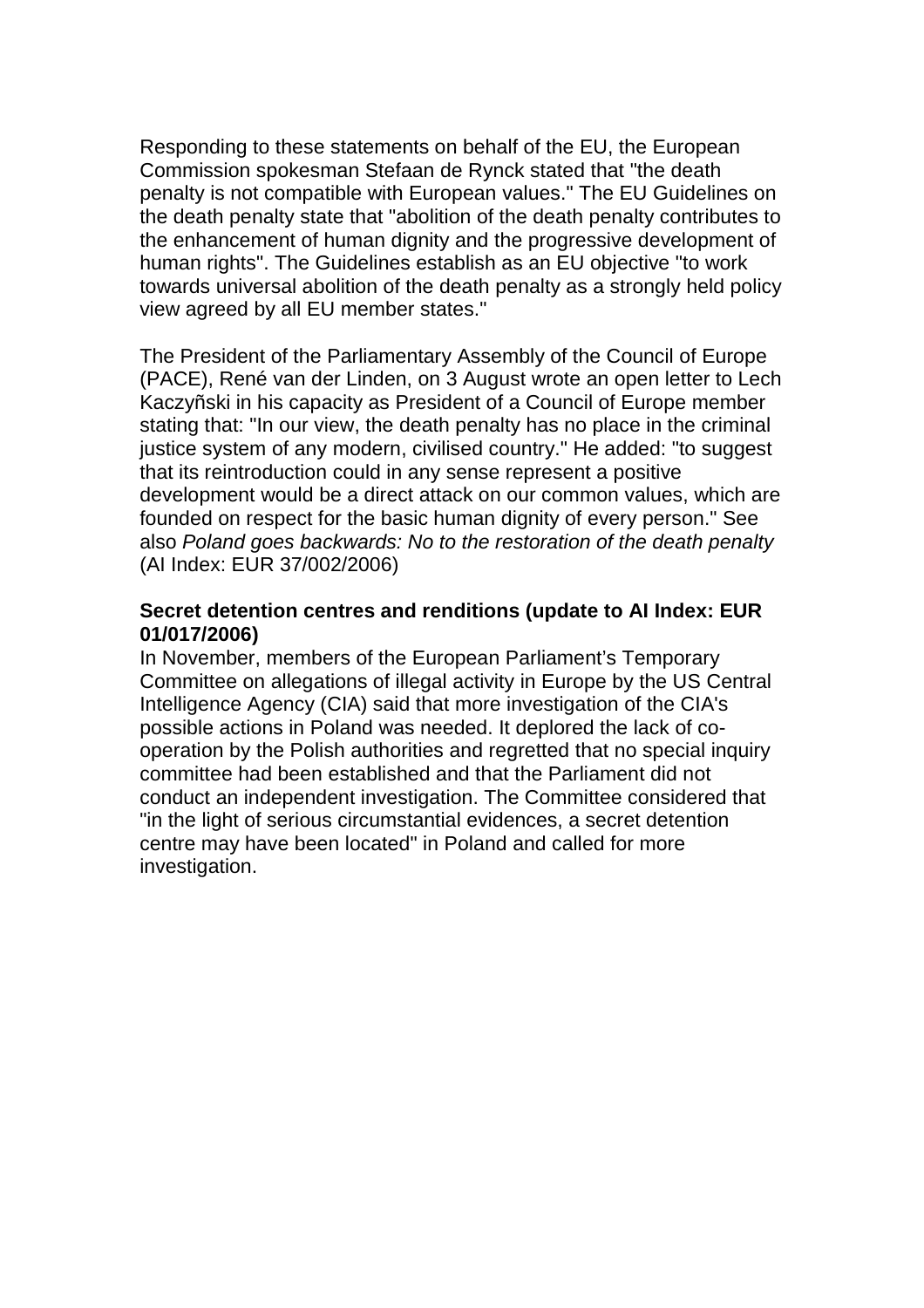Responding to these statements on behalf of the EU, the European Commission spokesman Stefaan de Rynck stated that "the death penalty is not compatible with European values." The EU Guidelines on the death penalty state that "abolition of the death penalty contributes to the enhancement of human dignity and the progressive development of human rights". The Guidelines establish as an EU objective "to work towards universal abolition of the death penalty as a strongly held policy view agreed by all EU member states."

The President of the Parliamentary Assembly of the Council of Europe (PACE), René van der Linden, on 3 August wrote an open letter to Lech Kaczyñski in his capacity as President of a Council of Europe member stating that: "In our view, the death penalty has no place in the criminal justice system of any modern, civilised country." He added: "to suggest that its reintroduction could in any sense represent a positive development would be a direct attack on our common values, which are founded on respect for the basic human dignity of every person." See also *Poland goes backwards: No to the restoration of the death penalty* (AI Index: EUR 37/002/2006)

**Secret detention centres and renditions (update to AI Index: EUR 01/017/2006)**

In November, members of the European Parliament's Temporary Committee on allegations of illegal activity in Europe by the US Central Intelligence Agency (CIA) said that more investigation of the CIA's possible actions in Poland was needed. It deplored the lack of co-operation by the Polish authorities and regretted that no special inquiry committee had been established and that the Parliament did not conduct an independent investigation. The Committee considered that "in the light of serious circumstantial evidences, a secret detention centre may have been located" in Poland and called for more investigation.